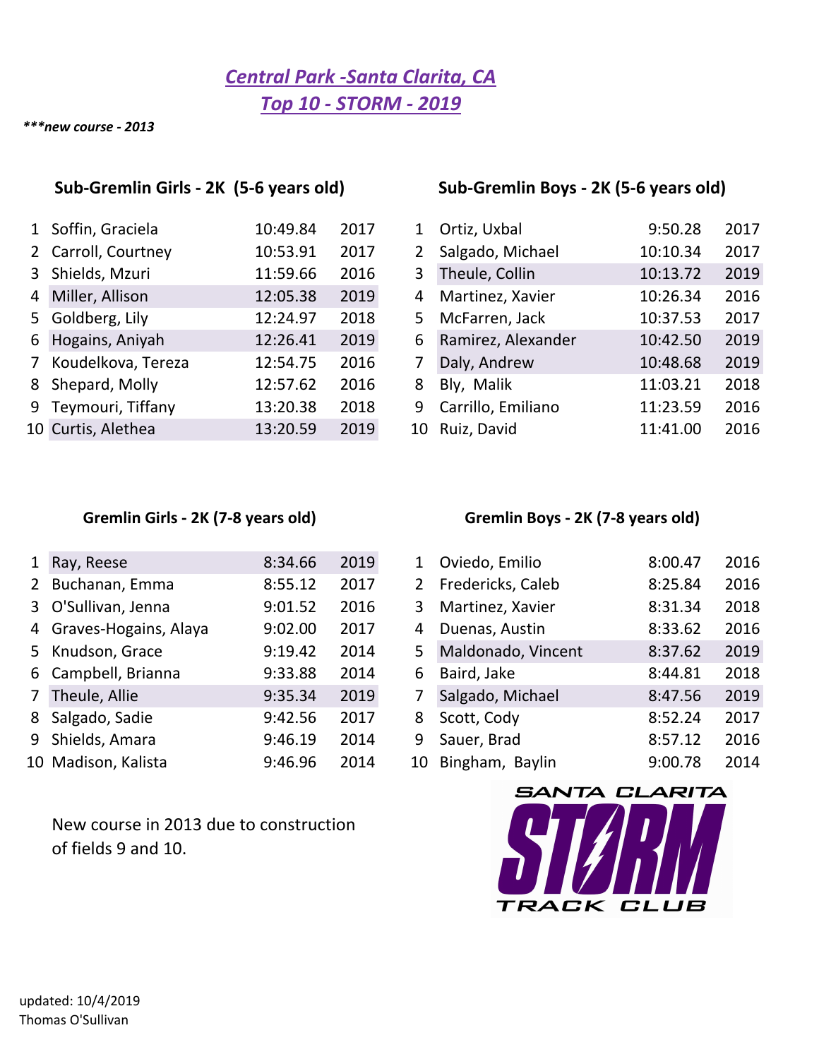# *Central Park -Santa Clarita, CA*
# *Top 10 - STORM - 2019*

***\*\*\*new course - 2013***

### Sub-Gremlin Girls - 2K (5-6 years old)

| | Name | Time | Year |
|---|---|---|---|
| 1 | Soffin, Graciela | 10:49.84 | 2017 |
| 2 | Carroll, Courtney | 10:53.91 | 2017 |
| 3 | Shields, Mzuri | 11:59.66 | 2016 |
| 4 | Miller, Allison | 12:05.38 | 2019 |
| 5 | Goldberg, Lily | 12:24.97 | 2018 |
| 6 | Hogains, Aniyah | 12:26.41 | 2019 |
| 7 | Koudelkova, Tereza | 12:54.75 | 2016 |
| 8 | Shepard, Molly | 12:57.62 | 2016 |
| 9 | Teymouri, Tiffany | 13:20.38 | 2018 |
| 10 | Curtis, Alethea | 13:20.59 | 2019 |

### Sub-Gremlin Boys - 2K (5-6 years old)

| | Name | Time | Year |
|---|---|---|---|
| 1 | Ortiz, Uxbal | 9:50.28 | 2017 |
| 2 | Salgado, Michael | 10:10.34 | 2017 |
| 3 | Theule, Collin | 10:13.72 | 2019 |
| 4 | Martinez, Xavier | 10:26.34 | 2016 |
| 5 | McFarren, Jack | 10:37.53 | 2017 |
| 6 | Ramirez, Alexander | 10:42.50 | 2019 |
| 7 | Daly, Andrew | 10:48.68 | 2019 |
| 8 | Bly, Malik | 11:03.21 | 2018 |
| 9 | Carrillo, Emiliano | 11:23.59 | 2016 |
| 10 | Ruiz, David | 11:41.00 | 2016 |

### Gremlin Girls - 2K (7-8 years old)

| | Name | Time | Year |
|---|---|---|---|
| 1 | Ray, Reese | 8:34.66 | 2019 |
| 2 | Buchanan, Emma | 8:55.12 | 2017 |
| 3 | O'Sullivan, Jenna | 9:01.52 | 2016 |
| 4 | Graves-Hogains, Alaya | 9:02.00 | 2017 |
| 5 | Knudson, Grace | 9:19.42 | 2014 |
| 6 | Campbell, Brianna | 9:33.88 | 2014 |
| 7 | Theule, Allie | 9:35.34 | 2019 |
| 8 | Salgado, Sadie | 9:42.56 | 2017 |
| 9 | Shields, Amara | 9:46.19 | 2014 |
| 10 | Madison, Kalista | 9:46.96 | 2014 |

### Gremlin Boys - 2K (7-8 years old)

| | Name | Time | Year |
|---|---|---|---|
| 1 | Oviedo, Emilio | 8:00.47 | 2016 |
| 2 | Fredericks, Caleb | 8:25.84 | 2016 |
| 3 | Martinez, Xavier | 8:31.34 | 2018 |
| 4 | Duenas, Austin | 8:33.62 | 2016 |
| 5 | Maldonado, Vincent | 8:37.62 | 2019 |
| 6 | Baird, Jake | 8:44.81 | 2018 |
| 7 | Salgado, Michael | 8:47.56 | 2019 |
| 8 | Scott, Cody | 8:52.24 | 2017 |
| 9 | Sauer, Brad | 8:57.12 | 2016 |
| 10 | Bingham, Baylin | 9:00.78 | 2014 |

New course in 2013 due to construction of fields 9 and 10.

SANTA CLARITA STORM TRACK CLUB

updated: 10/4/2019
Thomas O'Sullivan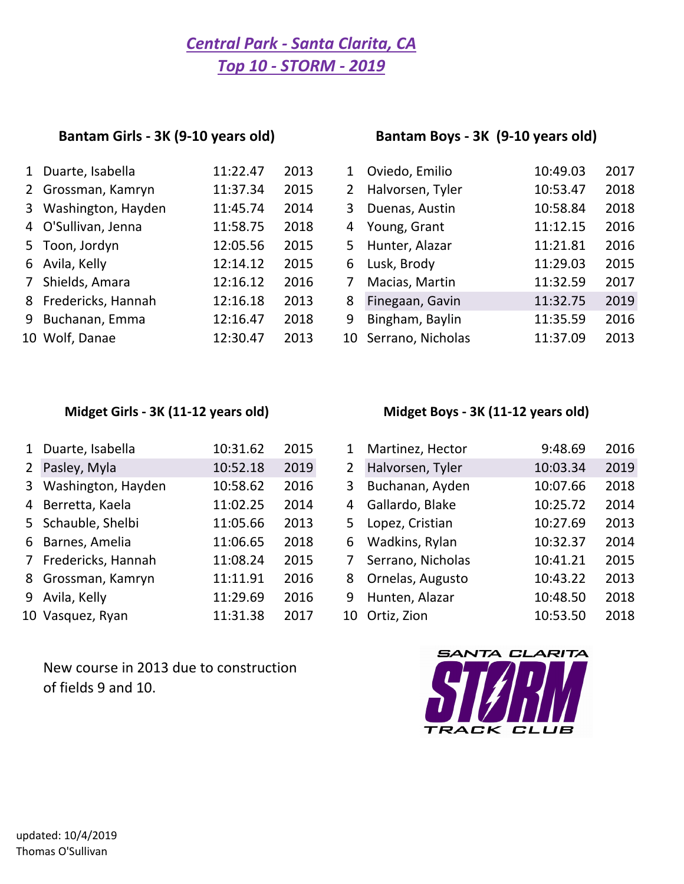# *Central Park - Santa Clarita, CA*
# *Top 10 - STORM - 2019*

### Bantam Girls - 3K (9-10 years old)

| | Name | Time | Year |
|---|---|---|---|
| 1 | Duarte, Isabella | 11:22.47 | 2013 |
| 2 | Grossman, Kamryn | 11:37.34 | 2015 |
| 3 | Washington, Hayden | 11:45.74 | 2014 |
| 4 | O'Sullivan, Jenna | 11:58.75 | 2018 |
| 5 | Toon, Jordyn | 12:05.56 | 2015 |
| 6 | Avila, Kelly | 12:14.12 | 2015 |
| 7 | Shields, Amara | 12:16.12 | 2016 |
| 8 | Fredericks, Hannah | 12:16.18 | 2013 |
| 9 | Buchanan, Emma | 12:16.47 | 2018 |
| 10 | Wolf, Danae | 12:30.47 | 2013 |

### Bantam Boys - 3K (9-10 years old)

| | Name | Time | Year |
|---|---|---|---|
| 1 | Oviedo, Emilio | 10:49.03 | 2017 |
| 2 | Halvorsen, Tyler | 10:53.47 | 2018 |
| 3 | Duenas, Austin | 10:58.84 | 2018 |
| 4 | Young, Grant | 11:12.15 | 2016 |
| 5 | Hunter, Alazar | 11:21.81 | 2016 |
| 6 | Lusk, Brody | 11:29.03 | 2015 |
| 7 | Macias, Martin | 11:32.59 | 2017 |
| 8 | Finegaan, Gavin | 11:32.75 | 2019 |
| 9 | Bingham, Baylin | 11:35.59 | 2016 |
| 10 | Serrano, Nicholas | 11:37.09 | 2013 |

### Midget Girls - 3K (11-12 years old)

| | Name | Time | Year |
|---|---|---|---|
| 1 | Duarte, Isabella | 10:31.62 | 2015 |
| 2 | Pasley, Myla | 10:52.18 | 2019 |
| 3 | Washington, Hayden | 10:58.62 | 2016 |
| 4 | Berretta, Kaela | 11:02.25 | 2014 |
| 5 | Schauble, Shelbi | 11:05.66 | 2013 |
| 6 | Barnes, Amelia | 11:06.65 | 2018 |
| 7 | Fredericks, Hannah | 11:08.24 | 2015 |
| 8 | Grossman, Kamryn | 11:11.91 | 2016 |
| 9 | Avila, Kelly | 11:29.69 | 2016 |
| 10 | Vasquez, Ryan | 11:31.38 | 2017 |

### Midget Boys - 3K (11-12 years old)

| | Name | Time | Year |
|---|---|---|---|
| 1 | Martinez, Hector | 9:48.69 | 2016 |
| 2 | Halvorsen, Tyler | 10:03.34 | 2019 |
| 3 | Buchanan, Ayden | 10:07.66 | 2018 |
| 4 | Gallardo, Blake | 10:25.72 | 2014 |
| 5 | Lopez, Cristian | 10:27.69 | 2013 |
| 6 | Wadkins, Rylan | 10:32.37 | 2014 |
| 7 | Serrano, Nicholas | 10:41.21 | 2015 |
| 8 | Ornelas, Augusto | 10:43.22 | 2013 |
| 9 | Hunten, Alazar | 10:48.50 | 2018 |
| 10 | Ortiz, Zion | 10:53.50 | 2018 |

New course in 2013 due to construction of fields 9 and 10.

SANTA CLARITA STORM TRACK CLUB

updated: 10/4/2019
Thomas O'Sullivan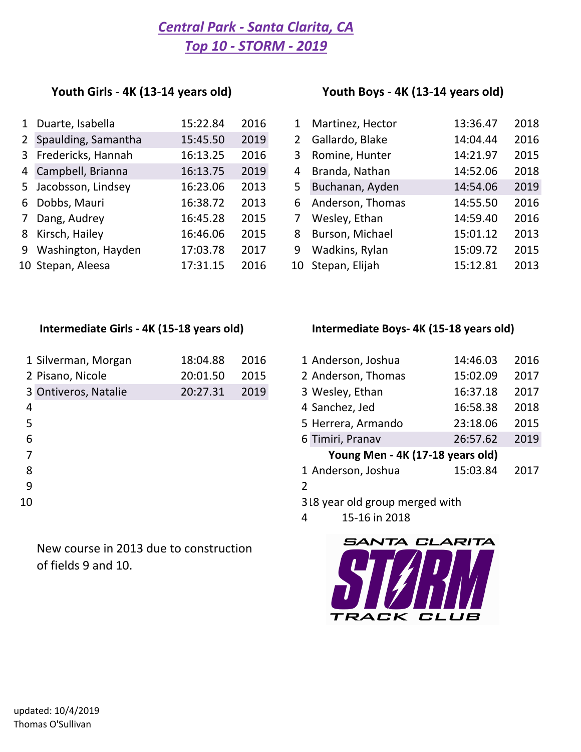# *Central Park - Santa Clarita, CA*
# *Top 10 - STORM - 2019*

## Youth Girls - 4K (13-14 years old)

| | | | |
|---|---|---|---|
| 1 | Duarte, Isabella | 15:22.84 | 2016 |
| 2 | Spaulding, Samantha | 15:45.50 | 2019 |
| 3 | Fredericks, Hannah | 16:13.25 | 2016 |
| 4 | Campbell, Brianna | 16:13.75 | 2019 |
| 5 | Jacobsson, Lindsey | 16:23.06 | 2013 |
| 6 | Dobbs, Mauri | 16:38.72 | 2013 |
| 7 | Dang, Audrey | 16:45.28 | 2015 |
| 8 | Kirsch, Hailey | 16:46.06 | 2015 |
| 9 | Washington, Hayden | 17:03.78 | 2017 |
| 10 | Stepan, Aleesa | 17:31.15 | 2016 |

## Youth Boys - 4K (13-14 years old)

| | | | |
|---|---|---|---|
| 1 | Martinez, Hector | 13:36.47 | 2018 |
| 2 | Gallardo, Blake | 14:04.44 | 2016 |
| 3 | Romine, Hunter | 14:21.97 | 2015 |
| 4 | Branda, Nathan | 14:52.06 | 2018 |
| 5 | Buchanan, Ayden | 14:54.06 | 2019 |
| 6 | Anderson, Thomas | 14:55.50 | 2016 |
| 7 | Wesley, Ethan | 14:59.40 | 2016 |
| 8 | Burson, Michael | 15:01.12 | 2013 |
| 9 | Wadkins, Rylan | 15:09.72 | 2015 |
| 10 | Stepan, Elijah | 15:12.81 | 2013 |

## Intermediate Girls - 4K (15-18 years old)

| | | | |
|---|---|---|---|
| 1 | Silverman, Morgan | 18:04.88 | 2016 |
| 2 | Pisano, Nicole | 20:01.50 | 2015 |
| 3 | Ontiveros, Natalie | 20:27.31 | 2019 |
| 4 | | | |
| 5 | | | |
| 6 | | | |
| 7 | | | |
| 8 | | | |
| 9 | | | |
| 10 | | | |

New course in 2013 due to construction of fields 9 and 10.

## Intermediate Boys- 4K (15-18 years old)

| | | | |
|---|---|---|---|
| 1 | Anderson, Joshua | 14:46.03 | 2016 |
| 2 | Anderson, Thomas | 15:02.09 | 2017 |
| 3 | Wesley, Ethan | 16:37.18 | 2017 |
| 4 | Sanchez, Jed | 16:58.38 | 2018 |
| 5 | Herrera, Armando | 23:18.06 | 2015 |
| 6 | Timiri, Pranav | 26:57.62 | 2019 |

## Young Men - 4K (17-18 years old)

| | | | |
|---|---|---|---|
| 1 | Anderson, Joshua | 15:03.84 | 2017 |
| 2 | | | |
| 3 | 18 year old group merged with | | |
| 4 | 15-16 in 2018 | | |

SANTA CLARITA STORM TRACK CLUB

updated: 10/4/2019
Thomas O'Sullivan